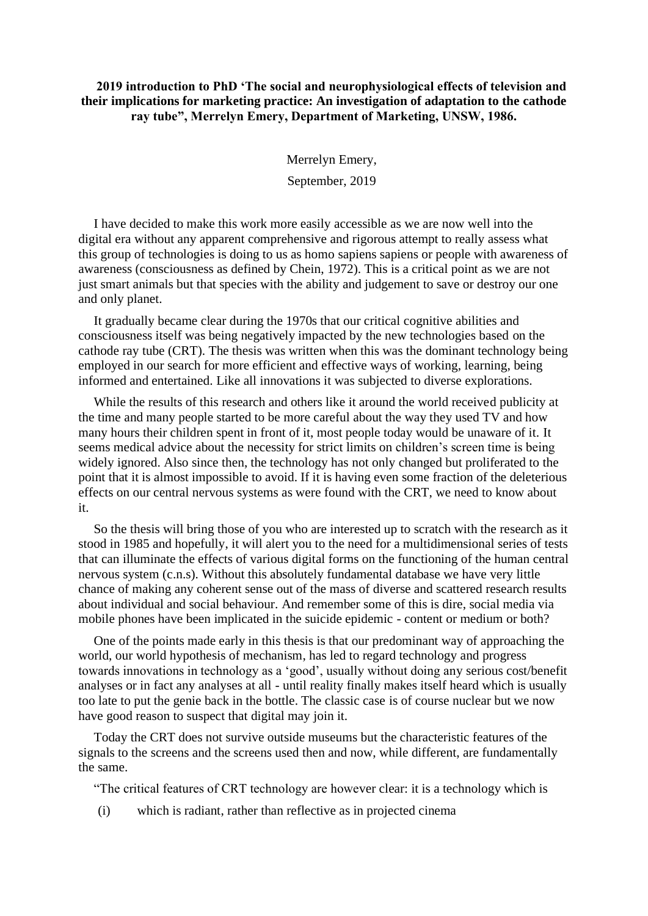**2019 introduction to PhD 'The social and neurophysiological effects of television and their implications for marketing practice: An investigation of adaptation to the cathode ray tube", Merrelyn Emery, Department of Marketing, UNSW, 1986.**

Merrelyn Emery,

September, 2019

I have decided to make this work more easily accessible as we are now well into the digital era without any apparent comprehensive and rigorous attempt to really assess what this group of technologies is doing to us as homo sapiens sapiens or people with awareness of awareness (consciousness as defined by Chein, 1972). This is a critical point as we are not just smart animals but that species with the ability and judgement to save or destroy our one and only planet.

It gradually became clear during the 1970s that our critical cognitive abilities and consciousness itself was being negatively impacted by the new technologies based on the cathode ray tube (CRT). The thesis was written when this was the dominant technology being employed in our search for more efficient and effective ways of working, learning, being informed and entertained. Like all innovations it was subjected to diverse explorations.

While the results of this research and others like it around the world received publicity at the time and many people started to be more careful about the way they used TV and how many hours their children spent in front of it, most people today would be unaware of it. It seems medical advice about the necessity for strict limits on children's screen time is being widely ignored. Also since then, the technology has not only changed but proliferated to the point that it is almost impossible to avoid. If it is having even some fraction of the deleterious effects on our central nervous systems as were found with the CRT, we need to know about it.

So the thesis will bring those of you who are interested up to scratch with the research as it stood in 1985 and hopefully, it will alert you to the need for a multidimensional series of tests that can illuminate the effects of various digital forms on the functioning of the human central nervous system (c.n.s). Without this absolutely fundamental database we have very little chance of making any coherent sense out of the mass of diverse and scattered research results about individual and social behaviour. And remember some of this is dire, social media via mobile phones have been implicated in the suicide epidemic - content or medium or both?

One of the points made early in this thesis is that our predominant way of approaching the world, our world hypothesis of mechanism, has led to regard technology and progress towards innovations in technology as a 'good', usually without doing any serious cost/benefit analyses or in fact any analyses at all - until reality finally makes itself heard which is usually too late to put the genie back in the bottle. The classic case is of course nuclear but we now have good reason to suspect that digital may join it.

Today the CRT does not survive outside museums but the characteristic features of the signals to the screens and the screens used then and now, while different, are fundamentally the same.

"The critical features of CRT technology are however clear: it is a technology which is

(i) which is radiant, rather than reflective as in projected cinema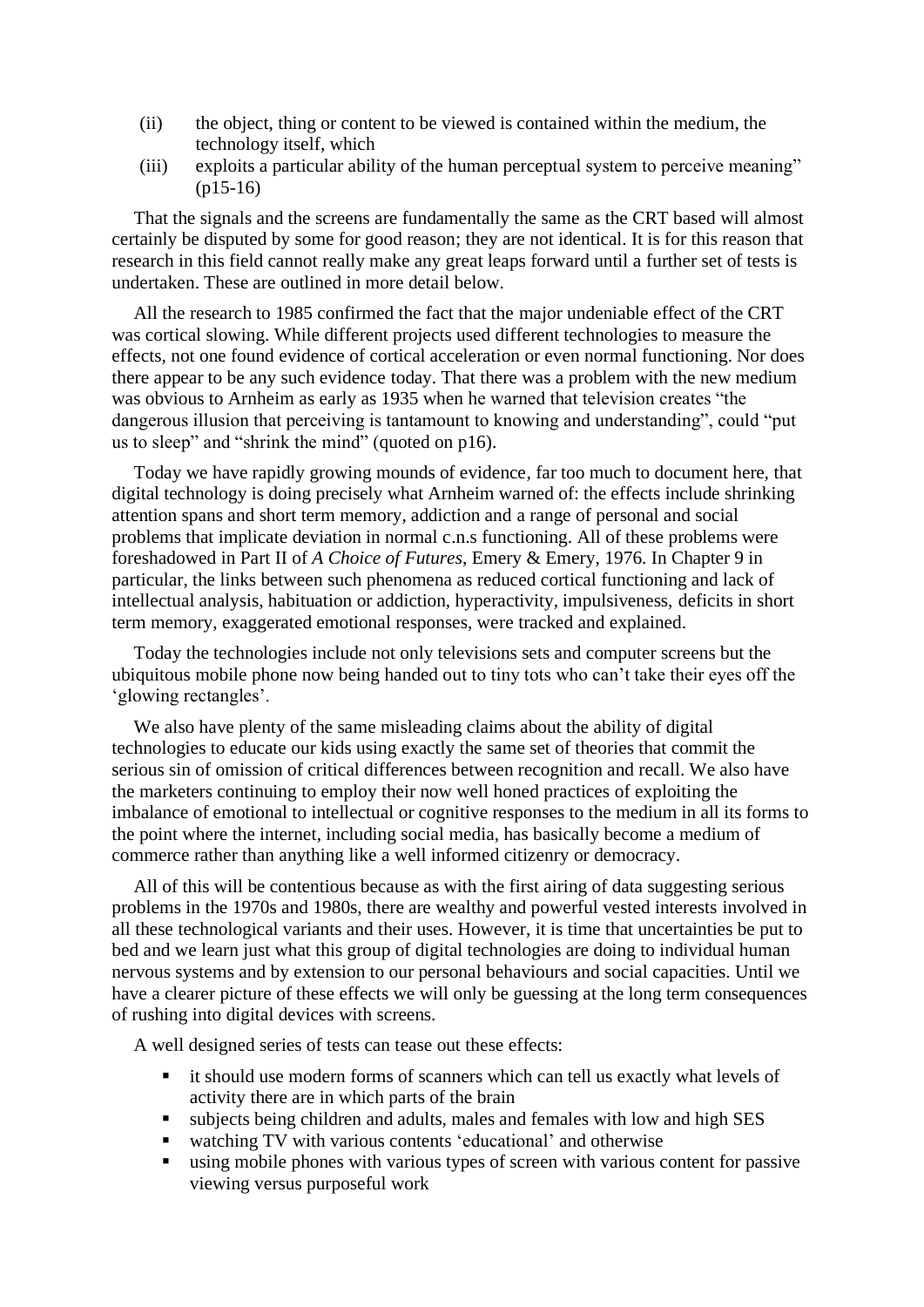(ii) the object, thing or content to be viewed is contained within the medium, the technology itself, which

(iii) exploits a particular ability of the human perceptual system to perceive meaning" (p15-16)

That the signals and the screens are fundamentally the same as the CRT based will almost certainly be disputed by some for good reason; they are not identical. It is for this reason that research in this field cannot really make any great leaps forward until a further set of tests is undertaken. These are outlined in more detail below.

All the research to 1985 confirmed the fact that the major undeniable effect of the CRT was cortical slowing. While different projects used different technologies to measure the effects, not one found evidence of cortical acceleration or even normal functioning. Nor does there appear to be any such evidence today. That there was a problem with the new medium was obvious to Arnheim as early as 1935 when he warned that television creates "the dangerous illusion that perceiving is tantamount to knowing and understanding", could "put us to sleep" and "shrink the mind" (quoted on p16).

Today we have rapidly growing mounds of evidence, far too much to document here, that digital technology is doing precisely what Arnheim warned of: the effects include shrinking attention spans and short term memory, addiction and a range of personal and social problems that implicate deviation in normal c.n.s functioning. All of these problems were foreshadowed in Part II of *A Choice of Futures,* Emery & Emery, 1976. In Chapter 9 in particular, the links between such phenomena as reduced cortical functioning and lack of intellectual analysis, habituation or addiction, hyperactivity, impulsiveness, deficits in short term memory, exaggerated emotional responses, were tracked and explained.

Today the technologies include not only televisions sets and computer screens but the ubiquitous mobile phone now being handed out to tiny tots who can't take their eyes off the 'glowing rectangles'.

We also have plenty of the same misleading claims about the ability of digital technologies to educate our kids using exactly the same set of theories that commit the serious sin of omission of critical differences between recognition and recall. We also have the marketers continuing to employ their now well honed practices of exploiting the imbalance of emotional to intellectual or cognitive responses to the medium in all its forms to the point where the internet, including social media, has basically become a medium of commerce rather than anything like a well informed citizenry or democracy.

All of this will be contentious because as with the first airing of data suggesting serious problems in the 1970s and 1980s, there are wealthy and powerful vested interests involved in all these technological variants and their uses. However, it is time that uncertainties be put to bed and we learn just what this group of digital technologies are doing to individual human nervous systems and by extension to our personal behaviours and social capacities. Until we have a clearer picture of these effects we will only be guessing at the long term consequences of rushing into digital devices with screens.

A well designed series of tests can tease out these effects:

- it should use modern forms of scanners which can tell us exactly what levels of activity there are in which parts of the brain
- subjects being children and adults, males and females with low and high SES
- watching TV with various contents 'educational' and otherwise
- using mobile phones with various types of screen with various content for passive viewing versus purposeful work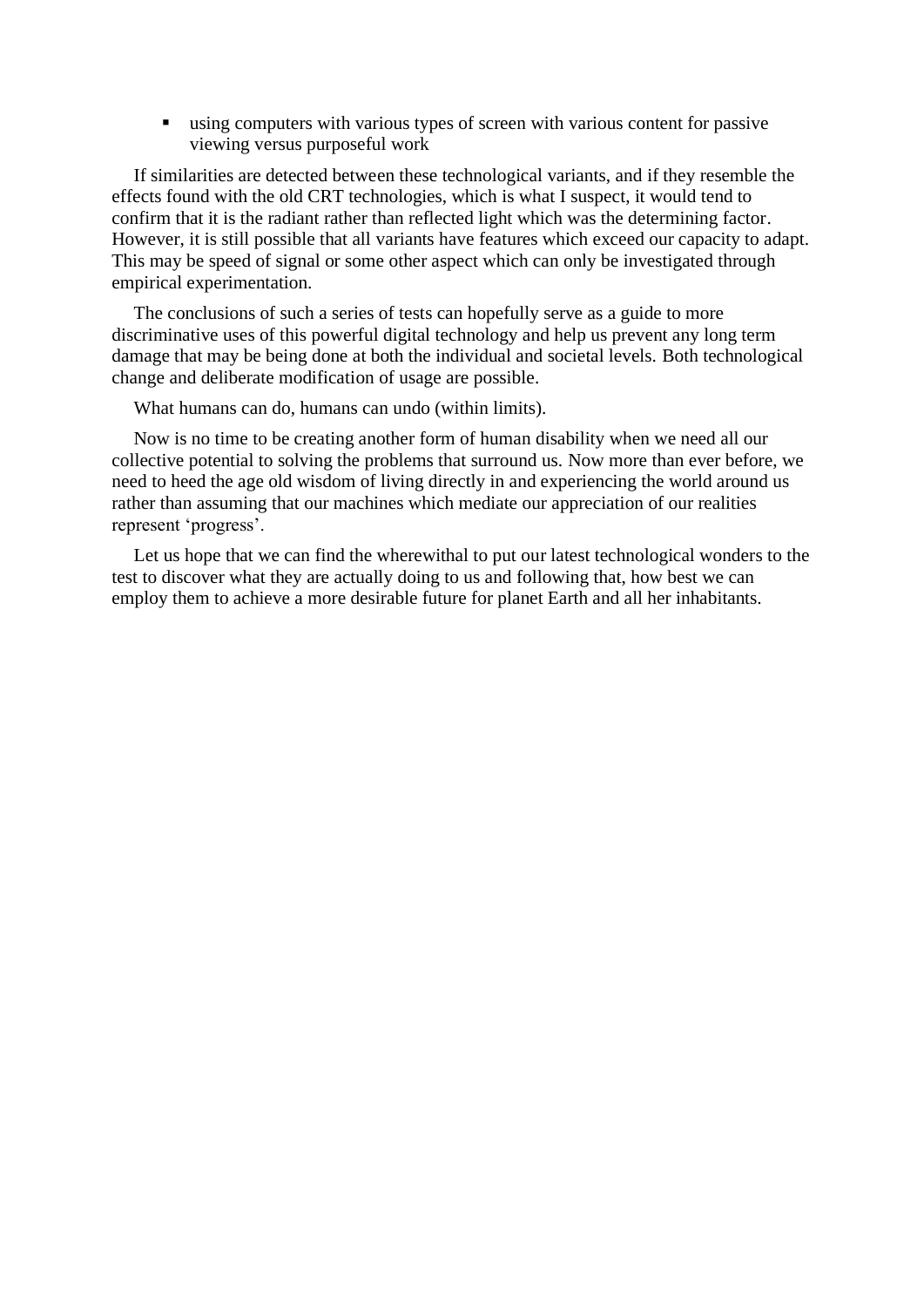- using computers with various types of screen with various content for passive viewing versus purposeful work

If similarities are detected between these technological variants, and if they resemble the effects found with the old CRT technologies, which is what I suspect, it would tend to confirm that it is the radiant rather than reflected light which was the determining factor. However, it is still possible that all variants have features which exceed our capacity to adapt. This may be speed of signal or some other aspect which can only be investigated through empirical experimentation.

The conclusions of such a series of tests can hopefully serve as a guide to more discriminative uses of this powerful digital technology and help us prevent any long term damage that may be being done at both the individual and societal levels. Both technological change and deliberate modification of usage are possible.

What humans can do, humans can undo (within limits).

Now is no time to be creating another form of human disability when we need all our collective potential to solving the problems that surround us. Now more than ever before, we need to heed the age old wisdom of living directly in and experiencing the world around us rather than assuming that our machines which mediate our appreciation of our realities represent ‘progress’.

Let us hope that we can find the wherewithal to put our latest technological wonders to the test to discover what they are actually doing to us and following that, how best we can employ them to achieve a more desirable future for planet Earth and all her inhabitants.